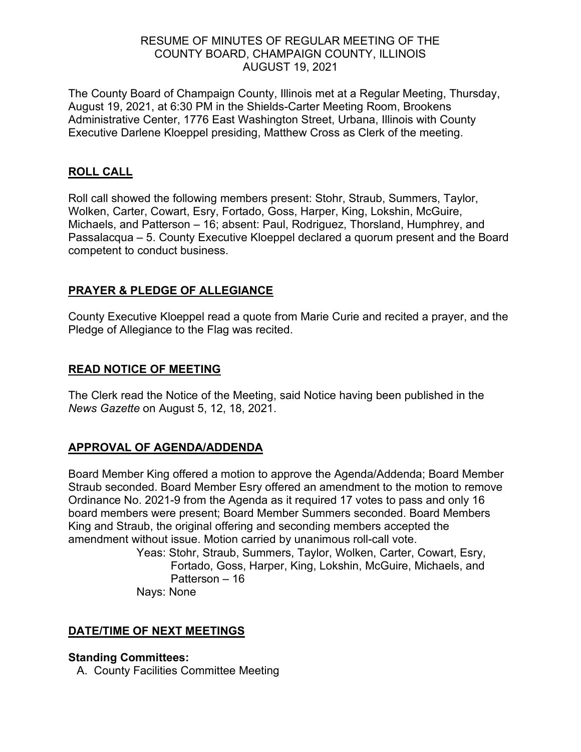RESUME OF MINUTES OF REGULAR MEETING OF THE
COUNTY BOARD, CHAMPAIGN COUNTY, ILLINOIS
AUGUST 19, 2021

The County Board of Champaign County, Illinois met at a Regular Meeting, Thursday, August 19, 2021, at 6:30 PM in the Shields-Carter Meeting Room, Brookens Administrative Center, 1776 East Washington Street, Urbana, Illinois with County Executive Darlene Kloeppel presiding, Matthew Cross as Clerk of the meeting.

## ROLL CALL

Roll call showed the following members present: Stohr, Straub, Summers, Taylor, Wolken, Carter, Cowart, Esry, Fortado, Goss, Harper, King, Lokshin, McGuire, Michaels, and Patterson – 16; absent: Paul, Rodriguez, Thorsland, Humphrey, and Passalacqua – 5. County Executive Kloeppel declared a quorum present and the Board competent to conduct business.

## PRAYER & PLEDGE OF ALLEGIANCE

County Executive Kloeppel read a quote from Marie Curie and recited a prayer, and the Pledge of Allegiance to the Flag was recited.

## READ NOTICE OF MEETING

The Clerk read the Notice of the Meeting, said Notice having been published in the *News Gazette* on August 5, 12, 18, 2021.

## APPROVAL OF AGENDA/ADDENDA

Board Member King offered a motion to approve the Agenda/Addenda; Board Member Straub seconded. Board Member Esry offered an amendment to the motion to remove Ordinance No. 2021-9 from the Agenda as it required 17 votes to pass and only 16 board members were present; Board Member Summers seconded. Board Members King and Straub, the original offering and seconding members accepted the amendment without issue. Motion carried by unanimous roll-call vote.

Yeas: Stohr, Straub, Summers, Taylor, Wolken, Carter, Cowart, Esry, Fortado, Goss, Harper, King, Lokshin, McGuire, Michaels, and Patterson – 16
Nays: None

## DATE/TIME OF NEXT MEETINGS

**Standing Committees:**

A. County Facilities Committee Meeting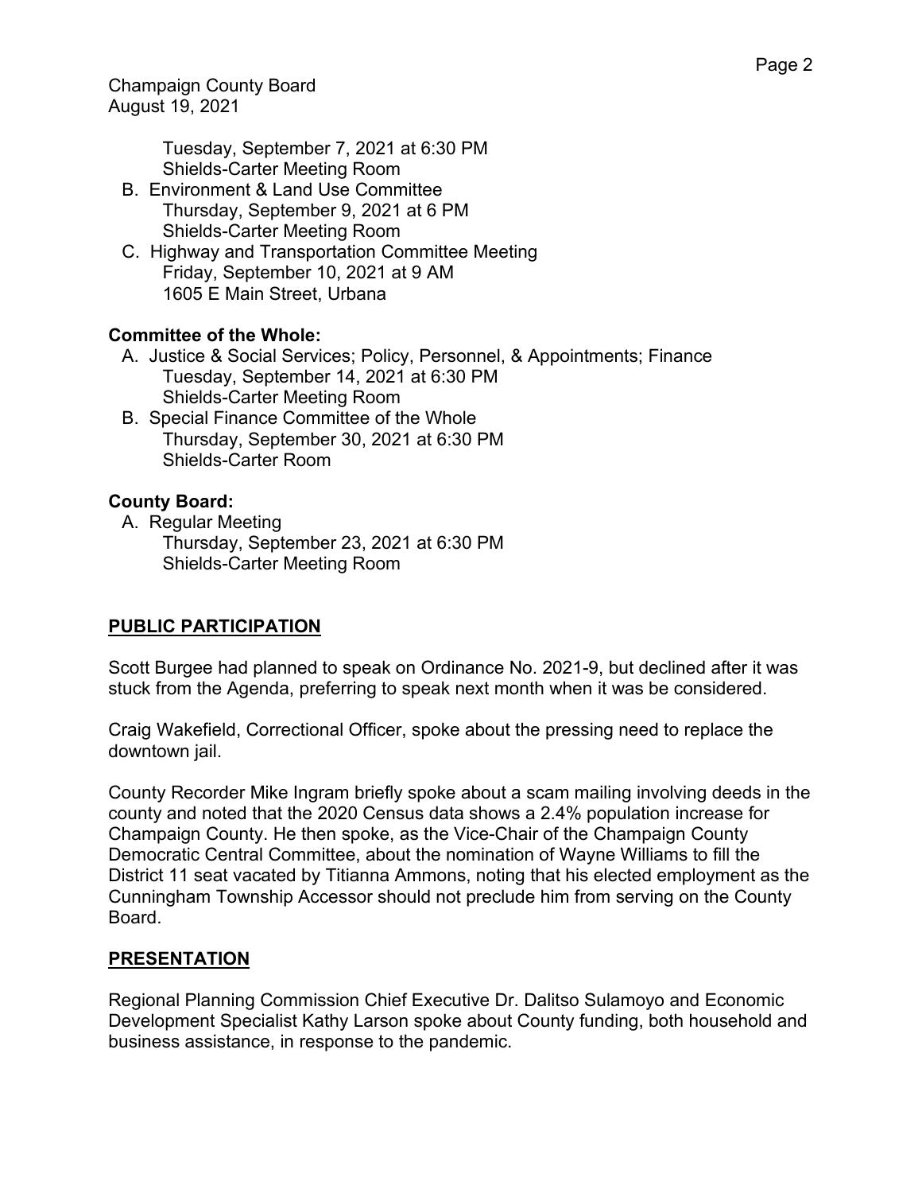Tuesday, September 7, 2021 at 6:30 PM
Shields-Carter Meeting Room

B. Environment & Land Use Committee
   Thursday, September 9, 2021 at 6 PM
   Shields-Carter Meeting Room
C. Highway and Transportation Committee Meeting
   Friday, September 10, 2021 at 9 AM
   1605 E Main Street, Urbana

**Committee of the Whole:**

A. Justice & Social Services; Policy, Personnel, & Appointments; Finance
   Tuesday, September 14, 2021 at 6:30 PM
   Shields-Carter Meeting Room
B. Special Finance Committee of the Whole
   Thursday, September 30, 2021 at 6:30 PM
   Shields-Carter Room

**County Board:**

A. Regular Meeting
   Thursday, September 23, 2021 at 6:30 PM
   Shields-Carter Meeting Room

## PUBLIC PARTICIPATION

Scott Burgee had planned to speak on Ordinance No. 2021-9, but declined after it was stuck from the Agenda, preferring to speak next month when it was be considered.

Craig Wakefield, Correctional Officer, spoke about the pressing need to replace the downtown jail.

County Recorder Mike Ingram briefly spoke about a scam mailing involving deeds in the county and noted that the 2020 Census data shows a 2.4% population increase for Champaign County. He then spoke, as the Vice-Chair of the Champaign County Democratic Central Committee, about the nomination of Wayne Williams to fill the District 11 seat vacated by Titianna Ammons, noting that his elected employment as the Cunningham Township Accessor should not preclude him from serving on the County Board.

## PRESENTATION

Regional Planning Commission Chief Executive Dr. Dalitso Sulamoyo and Economic Development Specialist Kathy Larson spoke about County funding, both household and business assistance, in response to the pandemic.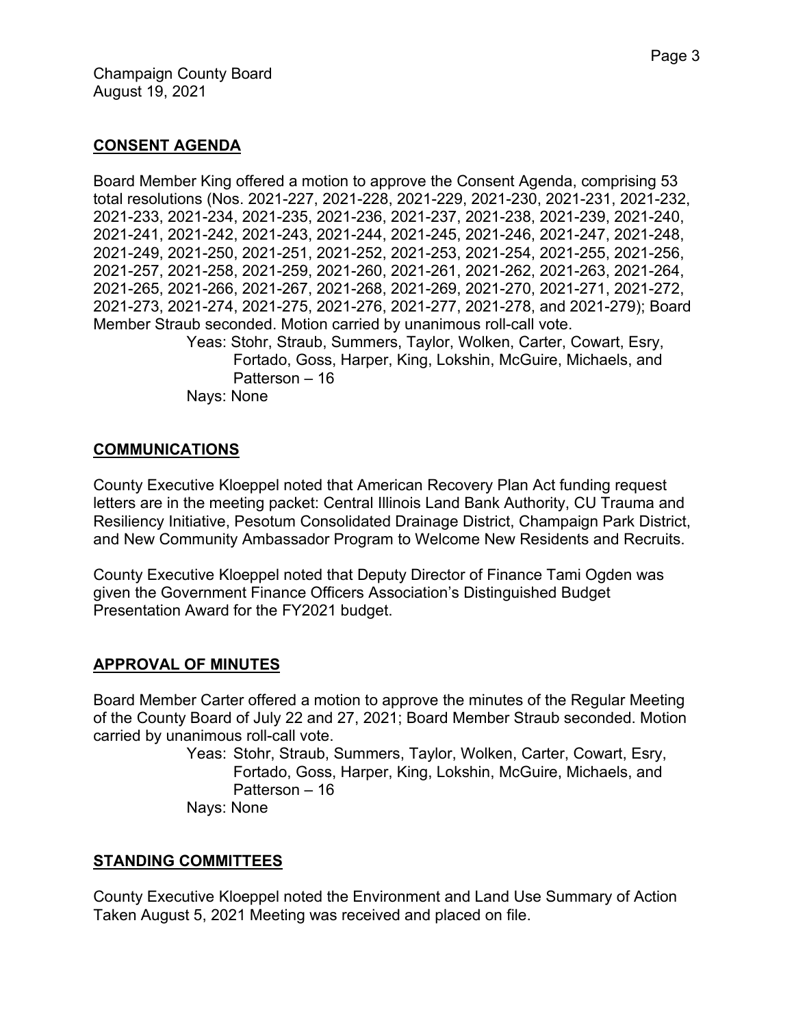## CONSENT AGENDA

Board Member King offered a motion to approve the Consent Agenda, comprising 53 total resolutions (Nos. 2021-227, 2021-228, 2021-229, 2021-230, 2021-231, 2021-232, 2021-233, 2021-234, 2021-235, 2021-236, 2021-237, 2021-238, 2021-239, 2021-240, 2021-241, 2021-242, 2021-243, 2021-244, 2021-245, 2021-246, 2021-247, 2021-248, 2021-249, 2021-250, 2021-251, 2021-252, 2021-253, 2021-254, 2021-255, 2021-256, 2021-257, 2021-258, 2021-259, 2021-260, 2021-261, 2021-262, 2021-263, 2021-264, 2021-265, 2021-266, 2021-267, 2021-268, 2021-269, 2021-270, 2021-271, 2021-272, 2021-273, 2021-274, 2021-275, 2021-276, 2021-277, 2021-278, and 2021-279); Board Member Straub seconded. Motion carried by unanimous roll-call vote.

Yeas: Stohr, Straub, Summers, Taylor, Wolken, Carter, Cowart, Esry, Fortado, Goss, Harper, King, Lokshin, McGuire, Michaels, and Patterson – 16

Nays: None

## COMMUNICATIONS

County Executive Kloeppel noted that American Recovery Plan Act funding request letters are in the meeting packet: Central Illinois Land Bank Authority, CU Trauma and Resiliency Initiative, Pesotum Consolidated Drainage District, Champaign Park District, and New Community Ambassador Program to Welcome New Residents and Recruits.

County Executive Kloeppel noted that Deputy Director of Finance Tami Ogden was given the Government Finance Officers Association's Distinguished Budget Presentation Award for the FY2021 budget.

## APPROVAL OF MINUTES

Board Member Carter offered a motion to approve the minutes of the Regular Meeting of the County Board of July 22 and 27, 2021; Board Member Straub seconded. Motion carried by unanimous roll-call vote.

Yeas: Stohr, Straub, Summers, Taylor, Wolken, Carter, Cowart, Esry, Fortado, Goss, Harper, King, Lokshin, McGuire, Michaels, and Patterson – 16

Nays: None

## STANDING COMMITTEES

County Executive Kloeppel noted the Environment and Land Use Summary of Action Taken August 5, 2021 Meeting was received and placed on file.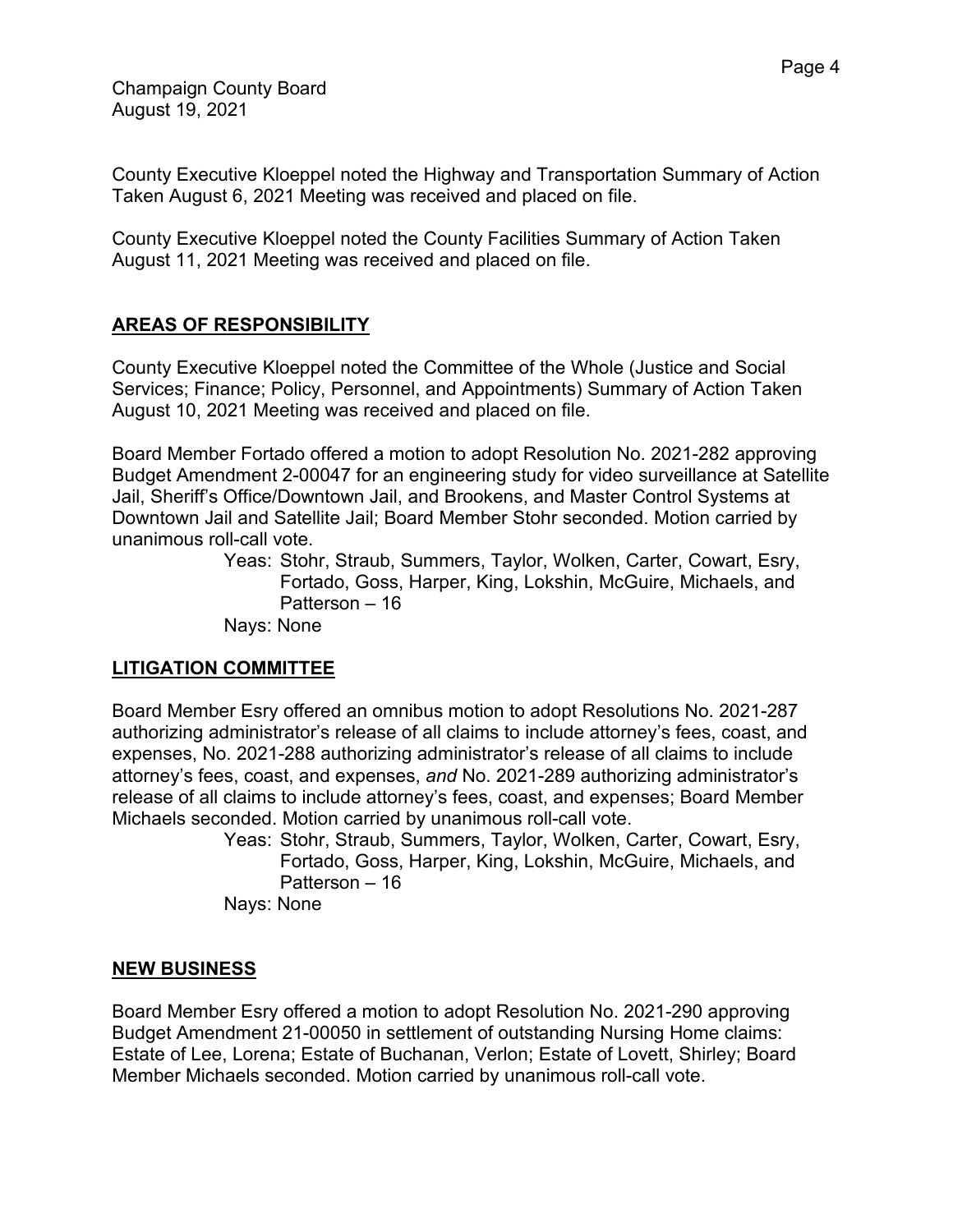County Executive Kloeppel noted the Highway and Transportation Summary of Action Taken August 6, 2021 Meeting was received and placed on file.

County Executive Kloeppel noted the County Facilities Summary of Action Taken August 11, 2021 Meeting was received and placed on file.

## AREAS OF RESPONSIBILITY

County Executive Kloeppel noted the Committee of the Whole (Justice and Social Services; Finance; Policy, Personnel, and Appointments) Summary of Action Taken August 10, 2021 Meeting was received and placed on file.

Board Member Fortado offered a motion to adopt Resolution No. 2021-282 approving Budget Amendment 2-00047 for an engineering study for video surveillance at Satellite Jail, Sheriff's Office/Downtown Jail, and Brookens, and Master Control Systems at Downtown Jail and Satellite Jail; Board Member Stohr seconded. Motion carried by unanimous roll-call vote.

> Yeas: Stohr, Straub, Summers, Taylor, Wolken, Carter, Cowart, Esry, Fortado, Goss, Harper, King, Lokshin, McGuire, Michaels, and Patterson – 16
>
> Nays: None

## LITIGATION COMMITTEE

Board Member Esry offered an omnibus motion to adopt Resolutions No. 2021-287 authorizing administrator's release of all claims to include attorney's fees, coast, and expenses, No. 2021-288 authorizing administrator's release of all claims to include attorney's fees, coast, and expenses, *and* No. 2021-289 authorizing administrator's release of all claims to include attorney's fees, coast, and expenses; Board Member Michaels seconded. Motion carried by unanimous roll-call vote.

> Yeas: Stohr, Straub, Summers, Taylor, Wolken, Carter, Cowart, Esry, Fortado, Goss, Harper, King, Lokshin, McGuire, Michaels, and Patterson – 16
>
> Nays: None

## NEW BUSINESS

Board Member Esry offered a motion to adopt Resolution No. 2021-290 approving Budget Amendment 21-00050 in settlement of outstanding Nursing Home claims: Estate of Lee, Lorena; Estate of Buchanan, Verlon; Estate of Lovett, Shirley; Board Member Michaels seconded. Motion carried by unanimous roll-call vote.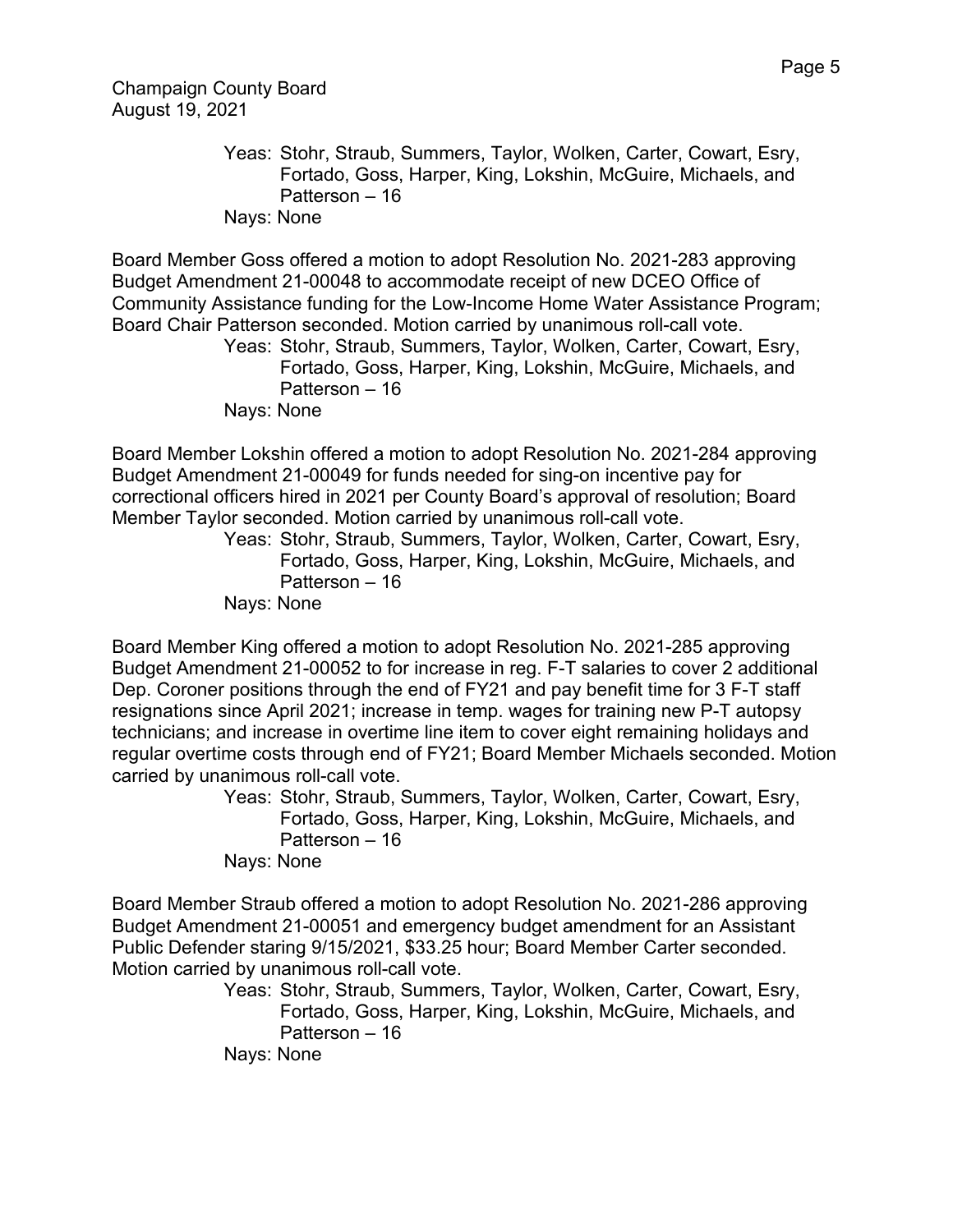Yeas: Stohr, Straub, Summers, Taylor, Wolken, Carter, Cowart, Esry, Fortado, Goss, Harper, King, Lokshin, McGuire, Michaels, and Patterson – 16
Nays: None

Board Member Goss offered a motion to adopt Resolution No. 2021-283 approving Budget Amendment 21-00048 to accommodate receipt of new DCEO Office of Community Assistance funding for the Low-Income Home Water Assistance Program; Board Chair Patterson seconded. Motion carried by unanimous roll-call vote.

Yeas: Stohr, Straub, Summers, Taylor, Wolken, Carter, Cowart, Esry, Fortado, Goss, Harper, King, Lokshin, McGuire, Michaels, and Patterson – 16
Nays: None

Board Member Lokshin offered a motion to adopt Resolution No. 2021-284 approving Budget Amendment 21-00049 for funds needed for sing-on incentive pay for correctional officers hired in 2021 per County Board's approval of resolution; Board Member Taylor seconded. Motion carried by unanimous roll-call vote.

Yeas: Stohr, Straub, Summers, Taylor, Wolken, Carter, Cowart, Esry, Fortado, Goss, Harper, King, Lokshin, McGuire, Michaels, and Patterson – 16
Nays: None

Board Member King offered a motion to adopt Resolution No. 2021-285 approving Budget Amendment 21-00052 to for increase in reg. F-T salaries to cover 2 additional Dep. Coroner positions through the end of FY21 and pay benefit time for 3 F-T staff resignations since April 2021; increase in temp. wages for training new P-T autopsy technicians; and increase in overtime line item to cover eight remaining holidays and regular overtime costs through end of FY21; Board Member Michaels seconded. Motion carried by unanimous roll-call vote.

Yeas: Stohr, Straub, Summers, Taylor, Wolken, Carter, Cowart, Esry, Fortado, Goss, Harper, King, Lokshin, McGuire, Michaels, and Patterson – 16
Nays: None

Board Member Straub offered a motion to adopt Resolution No. 2021-286 approving Budget Amendment 21-00051 and emergency budget amendment for an Assistant Public Defender staring 9/15/2021, $33.25 hour; Board Member Carter seconded. Motion carried by unanimous roll-call vote.

Yeas: Stohr, Straub, Summers, Taylor, Wolken, Carter, Cowart, Esry, Fortado, Goss, Harper, King, Lokshin, McGuire, Michaels, and Patterson – 16
Nays: None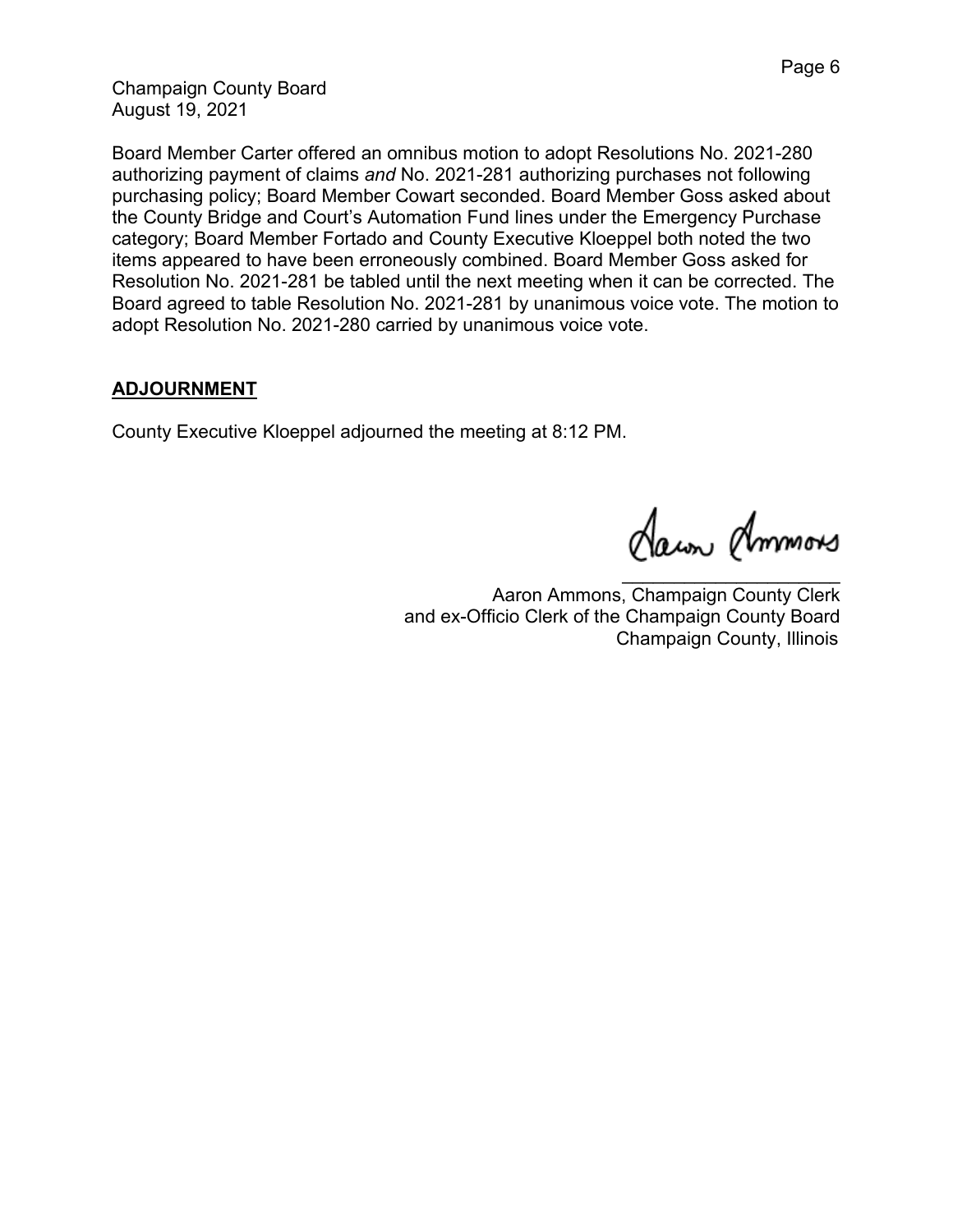Champaign County Board
August 19, 2021

Board Member Carter offered an omnibus motion to adopt Resolutions No. 2021-280 authorizing payment of claims *and* No. 2021-281 authorizing purchases not following purchasing policy; Board Member Cowart seconded. Board Member Goss asked about the County Bridge and Court's Automation Fund lines under the Emergency Purchase category; Board Member Fortado and County Executive Kloeppel both noted the two items appeared to have been erroneously combined. Board Member Goss asked for Resolution No. 2021-281 be tabled until the next meeting when it can be corrected. The Board agreed to table Resolution No. 2021-281 by unanimous voice vote. The motion to adopt Resolution No. 2021-280 carried by unanimous voice vote.

## ADJOURNMENT

County Executive Kloeppel adjourned the meeting at 8:12 PM.

Aaron Ammons, Champaign County Clerk
and ex-Officio Clerk of the Champaign County Board
Champaign County, Illinois